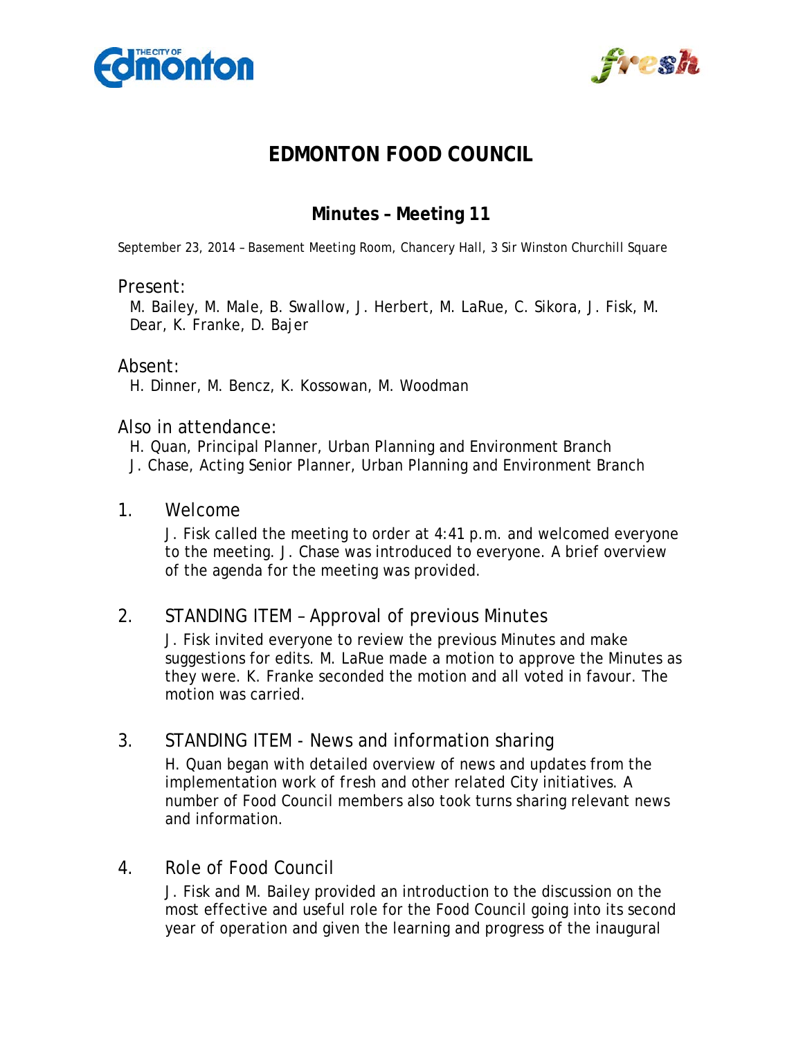# EDMONTON FOOD COUNCIL

## Minutes – Meeting 11

September 23, 2014 – Basement Meeting Room, Chancery Hall, 3 Sir Winston Churchill Square

### Present:

M. Bailey, M. Male, B. Swallow, J. Herbert, M. LaRue, C. Sikora, J. Fisk, M. Dear, K. Franke, D. Bajer

### Absent:

H. Dinner, M. Bencz, K. Kossowan, M. Woodman

### Also in attendance:

H. Quan, Principal Planner, Urban Planning and Environment Branch
J. Chase, Acting Senior Planner, Urban Planning and Environment Branch

### 1. Welcome

J. Fisk called the meeting to order at 4:41 p.m. and welcomed everyone to the meeting. J. Chase was introduced to everyone. A brief overview of the agenda for the meeting was provided.

### 2. STANDING ITEM – Approval of previous Minutes

J. Fisk invited everyone to review the previous Minutes and make suggestions for edits. M. LaRue made a motion to approve the Minutes as they were. K. Franke seconded the motion and all voted in favour. The motion was carried.

### 3. STANDING ITEM - News and information sharing

H. Quan began with detailed overview of news and updates from the implementation work of *fresh* and other related City initiatives. A number of Food Council members also took turns sharing relevant news and information.

### 4. Role of Food Council

J. Fisk and M. Bailey provided an introduction to the discussion on the most effective and useful role for the Food Council going into its second year of operation and given the learning and progress of the inaugural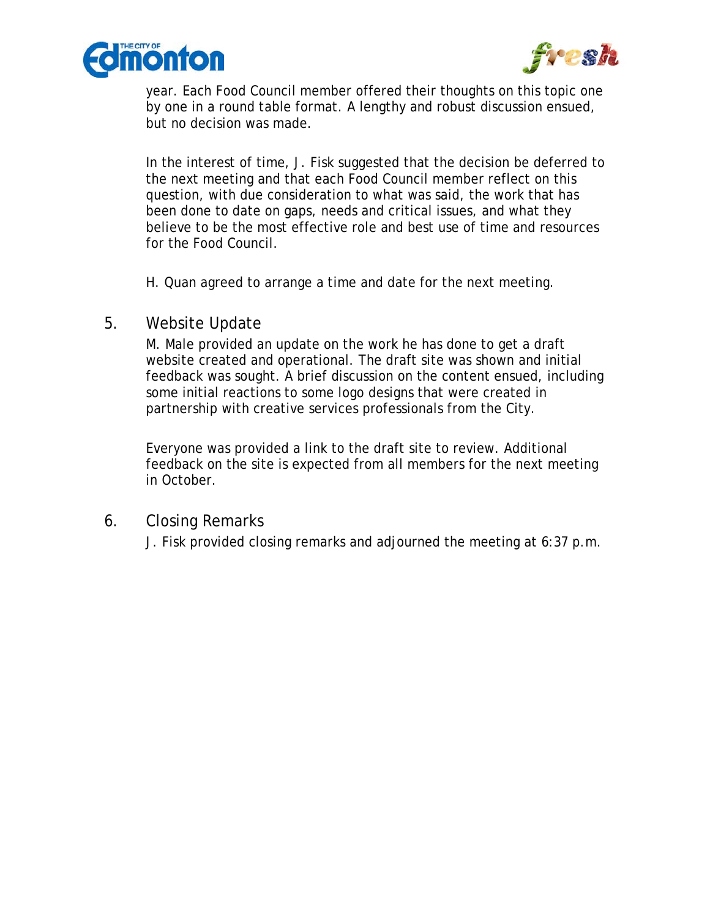year. Each Food Council member offered their thoughts on this topic one by one in a round table format. A lengthy and robust discussion ensued, but no decision was made.

In the interest of time, J. Fisk suggested that the decision be deferred to the next meeting and that each Food Council member reflect on this question, with due consideration to what was said, the work that has been done to date on gaps, needs and critical issues, and what they believe to be the most effective role and best use of time and resources for the Food Council.

H. Quan agreed to arrange a time and date for the next meeting.

## 5. Website Update

M. Male provided an update on the work he has done to get a draft website created and operational. The draft site was shown and initial feedback was sought. A brief discussion on the content ensued, including some initial reactions to some logo designs that were created in partnership with creative services professionals from the City.

Everyone was provided a link to the draft site to review. Additional feedback on the site is expected from all members for the next meeting in October.

## 6. Closing Remarks

J. Fisk provided closing remarks and adjourned the meeting at 6:37 p.m.